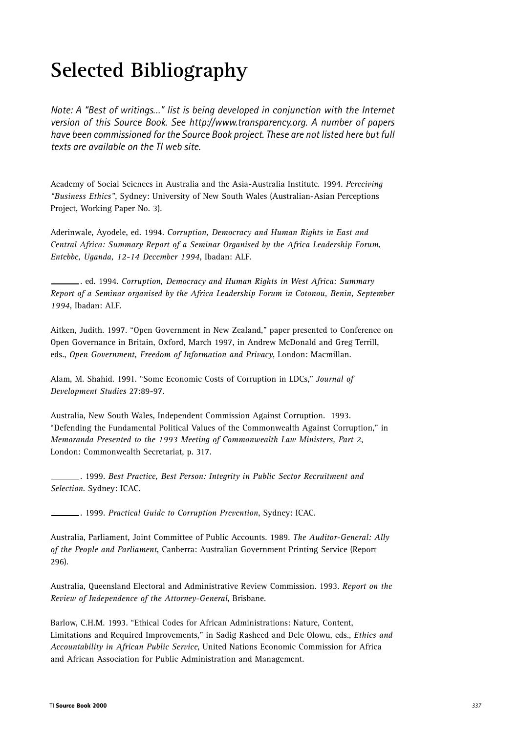# Selected Bibliography

*Note: A "Best of writings..." list is being developed in conjunction with the Internet version of this Source Book. See http://www.transparency.org. A number of papers have been commissioned for the Source Book project. These are not listed here but full texts are available on the TI web site.*

Academy of Social Sciences in Australia and the Asia-Australia Institute. 1994. *Perceiving "Business Ethics"*, Sydney: University of New South Wales (Australian-Asian Perceptions Project, Working Paper No. 3).

Aderinwale, Ayodele, ed. 1994. *Corruption, Democracy and Human Rights in East and Central Africa: Summary Report of a Seminar Organised by the Africa Leadership Forum, Entebbe, Uganda, 12-14 December 1994*, Ibadan: ALF.

_______. ed. 1994. *Corruption, Democracy and Human Rights in West Africa: Summary Report of a Seminar organised by the Africa Leadership Forum in Cotonou, Benin, September 1994*, Ibadan: ALF.

Aitken, Judith. 1997. "Open Government in New Zealand," paper presented to Conference on Open Governance in Britain, Oxford, March 1997, in Andrew McDonald and Greg Terrill, eds., *Open Government, Freedom of Information and Privacy*, London: Macmillan.

Alam, M. Shahid. 1991. "Some Economic Costs of Corruption in LDCs," *Journal of Development Studies* 27:89-97.

Australia, New South Wales, Independent Commission Against Corruption. 1993. "Defending the Fundamental Political Values of the Commonwealth Against Corruption," in *Memoranda Presented to the 1993 Meeting of Commonwealth Law Ministers, Part 2*, London: Commonwealth Secretariat, p. 317.

_______. 1999. *Best Practice, Best Person: Integrity in Public Sector Recruitment and Selection*. Sydney: ICAC.

_______. 1999. *Practical Guide to Corruption Prevention*, Sydney: ICAC.

Australia, Parliament, Joint Committee of Public Accounts. 1989. *The Auditor-General: Ally of the People and Parliament*, Canberra: Australian Government Printing Service (Report 296).

Australia, Queensland Electoral and Administrative Review Commission. 1993. *Report on the Review of Independence of the Attorney-General*, Brisbane.

Barlow, C.H.M. 1993. "Ethical Codes for African Administrations: Nature, Content, Limitations and Required Improvements," in Sadig Rasheed and Dele Olowu, eds., *Ethics and Accountability in African Public Service*, United Nations Economic Commission for Africa and African Association for Public Administration and Management.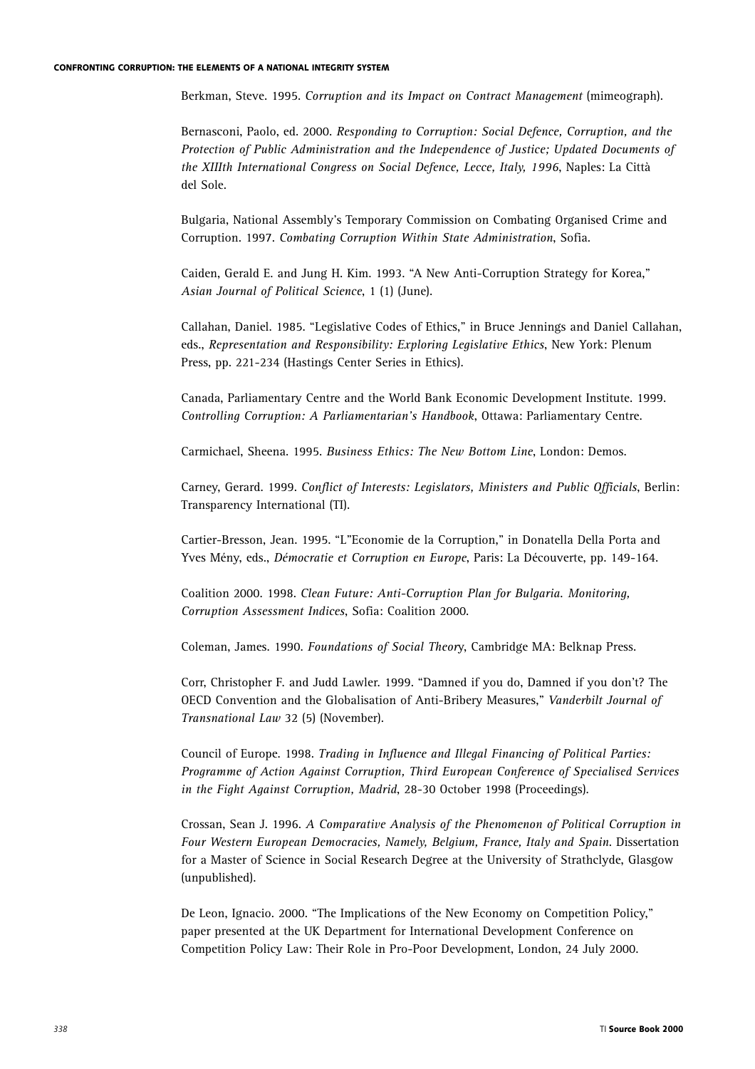Berkman, Steve. 1995. *Corruption and its Impact on Contract Management* (mimeograph).

Bernasconi, Paolo, ed. 2000. *Responding to Corruption: Social Defence, Corruption, and the Protection of Public Administration and the Independence of Justice; Updated Documents of the XIIIth International Congress on Social Defence, Lecce, Italy, 1996*, Naples: La Città del Sole.

Bulgaria, National Assembly's Temporary Commission on Combating Organised Crime and Corruption. 1997. *Combating Corruption Within State Administration*, Sofia.

Caiden, Gerald E. and Jung H. Kim. 1993. "A New Anti-Corruption Strategy for Korea," *Asian Journal of Political Science*, 1 (1) (June).

Callahan, Daniel. 1985. "Legislative Codes of Ethics," in Bruce Jennings and Daniel Callahan, eds., *Representation and Responsibility: Exploring Legislative Ethics*, New York: Plenum Press, pp. 221-234 (Hastings Center Series in Ethics).

Canada, Parliamentary Centre and the World Bank Economic Development Institute. 1999. *Controlling Corruption: A Parliamentarian's Handbook*, Ottawa: Parliamentary Centre.

Carmichael, Sheena. 1995. *Business Ethics: The New Bottom Line*, London: Demos.

Carney, Gerard. 1999. *Conflict of Interests: Legislators, Ministers and Public Officials*, Berlin: Transparency International (TI).

Cartier-Bresson, Jean. 1995. "L"Economie de la Corruption," in Donatella Della Porta and Yves Mény, eds., *Démocratie et Corruption en Europe*, Paris: La Découverte, pp. 149-164.

Coalition 2000. 1998. *Clean Future: Anti-Corruption Plan for Bulgaria. Monitoring, Corruption Assessment Indices*, Sofia: Coalition 2000.

Coleman, James. 1990. *Foundations of Social Theory*, Cambridge MA: Belknap Press.

Corr, Christopher F. and Judd Lawler. 1999. "Damned if you do, Damned if you don't? The OECD Convention and the Globalisation of Anti-Bribery Measures," *Vanderbilt Journal of Transnational Law* 32 (5) (November).

Council of Europe. 1998. *Trading in Influence and Illegal Financing of Political Parties: Programme of Action Against Corruption, Third European Conference of Specialised Services in the Fight Against Corruption, Madrid*, 28-30 October 1998 (Proceedings).

Crossan, Sean J. 1996. *A Comparative Analysis of the Phenomenon of Political Corruption in Four Western European Democracies, Namely, Belgium, France, Italy and Spain*. Dissertation for a Master of Science in Social Research Degree at the University of Strathclyde, Glasgow (unpublished).

De Leon, Ignacio. 2000. "The Implications of the New Economy on Competition Policy," paper presented at the UK Department for International Development Conference on Competition Policy Law: Their Role in Pro-Poor Development, London, 24 July 2000.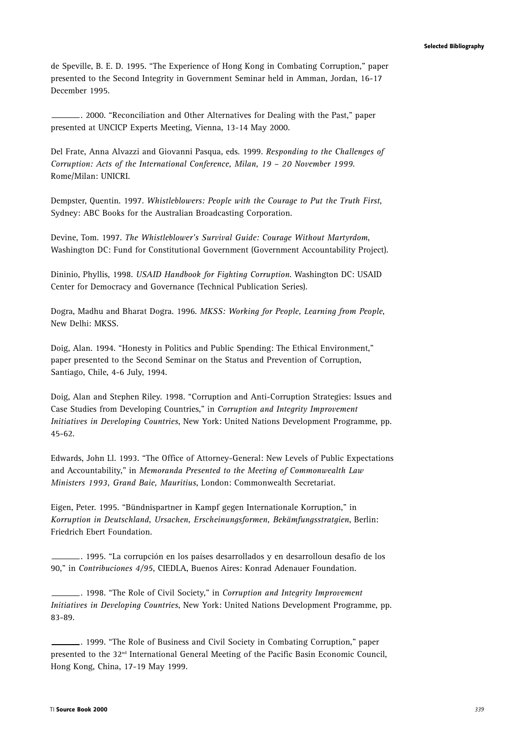de Speville, B. E. D. 1995. "The Experience of Hong Kong in Combating Corruption," paper presented to the Second Integrity in Government Seminar held in Amman, Jordan, 16-17 December 1995.

_______. 2000. "Reconciliation and Other Alternatives for Dealing with the Past," paper presented at UNCICP Experts Meeting, Vienna, 13-14 May 2000.

Del Frate, Anna Alvazzi and Giovanni Pasqua, eds. 1999. *Responding to the Challenges of Corruption: Acts of the International Conference, Milan, 19 – 20 November 1999.* Rome/Milan: UNICRI.

Dempster, Quentin. 1997. *Whistleblowers: People with the Courage to Put the Truth First*, Sydney: ABC Books for the Australian Broadcasting Corporation.

Devine, Tom. 1997. *The Whistleblower's Survival Guide: Courage Without Martyrdom*, Washington DC: Fund for Constitutional Government (Government Accountability Project).

Dininio, Phyllis, 1998. *USAID Handbook for Fighting Corruption*. Washington DC: USAID Center for Democracy and Governance (Technical Publication Series).

Dogra, Madhu and Bharat Dogra. 1996. *MKSS: Working for People, Learning from People*, New Delhi: MKSS.

Doig, Alan. 1994. "Honesty in Politics and Public Spending: The Ethical Environment," paper presented to the Second Seminar on the Status and Prevention of Corruption, Santiago, Chile, 4-6 July, 1994.

Doig, Alan and Stephen Riley. 1998. "Corruption and Anti-Corruption Strategies: Issues and Case Studies from Developing Countries," in *Corruption and Integrity Improvement Initiatives in Developing Countries*, New York: United Nations Development Programme, pp. 45-62.

Edwards, John Ll. 1993. "The Office of Attorney-General: New Levels of Public Expectations and Accountability," in *Memoranda Presented to the Meeting of Commonwealth Law Ministers 1993, Grand Baie, Mauritius*, London: Commonwealth Secretariat.

Eigen, Peter. 1995. "Bündnispartner in Kampf gegen Internationale Korruption," in *Korruption in Deutschland, Ursachen, Erscheinungsformen, Bekämfungsstratgien*, Berlin: Friedrich Ebert Foundation.

_______. 1995. "La corrupción en los países desarrollados y en desarrolloun desafío de los 90," in *Contribuciones 4/95*, CIEDLA, Buenos Aires: Konrad Adenauer Foundation.

_______. 1998. "The Role of Civil Society," in *Corruption and Integrity Improvement Initiatives in Developing Countries*, New York: United Nations Development Programme, pp. 83-89.

_______. 1999. "The Role of Business and Civil Society in Combating Corruption," paper presented to the 32nd International General Meeting of the Pacific Basin Economic Council, Hong Kong, China, 17-19 May 1999.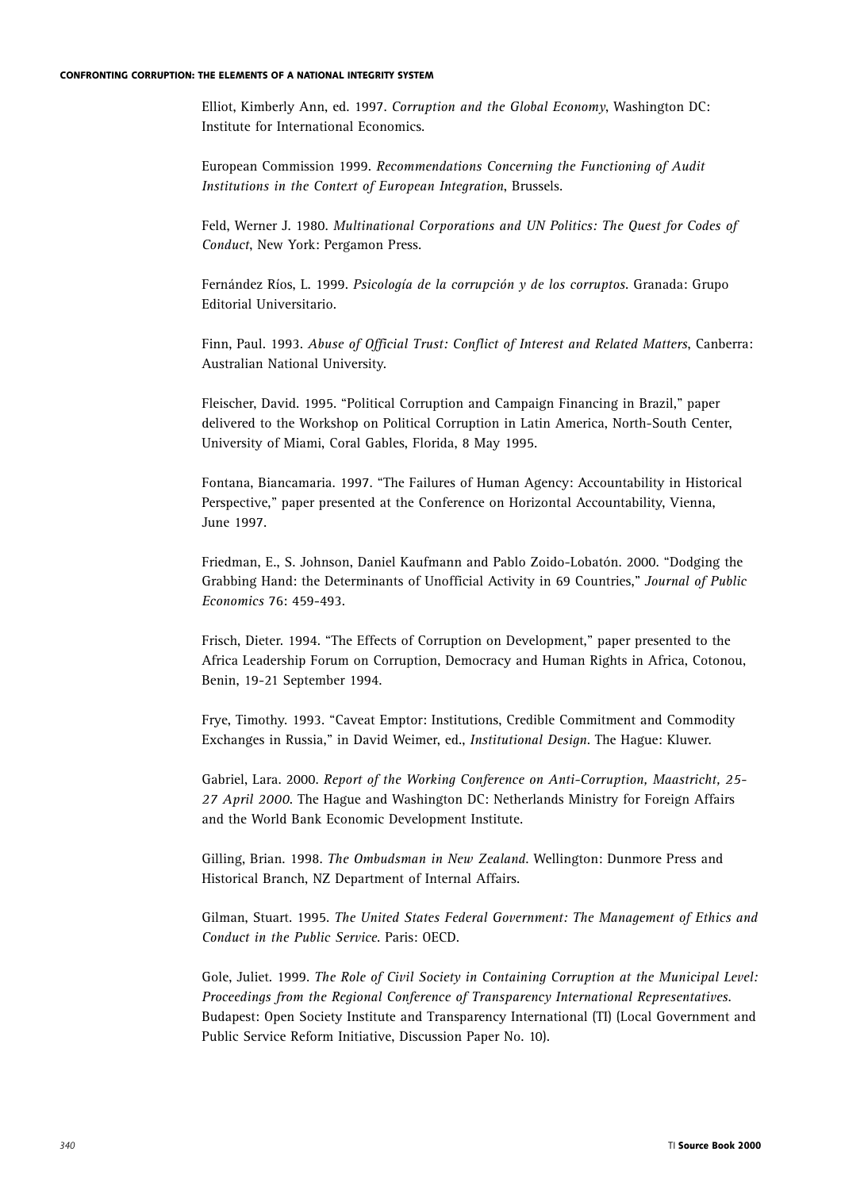Elliot, Kimberly Ann, ed. 1997. *Corruption and the Global Economy*, Washington DC: Institute for International Economics.

European Commission 1999. *Recommendations Concerning the Functioning of Audit Institutions in the Context of European Integration*, Brussels.

Feld, Werner J. 1980. *Multinational Corporations and UN Politics: The Quest for Codes of Conduct*, New York: Pergamon Press.

Fernández Ríos, L. 1999. *Psicología de la corrupción y de los corruptos*. Granada: Grupo Editorial Universitario.

Finn, Paul. 1993. *Abuse of Official Trust: Conflict of Interest and Related Matters*, Canberra: Australian National University.

Fleischer, David. 1995. "Political Corruption and Campaign Financing in Brazil," paper delivered to the Workshop on Political Corruption in Latin America, North-South Center, University of Miami, Coral Gables, Florida, 8 May 1995.

Fontana, Biancamaria. 1997. "The Failures of Human Agency: Accountability in Historical Perspective," paper presented at the Conference on Horizontal Accountability, Vienna, June 1997.

Friedman, E., S. Johnson, Daniel Kaufmann and Pablo Zoido-Lobatón. 2000. "Dodging the Grabbing Hand: the Determinants of Unofficial Activity in 69 Countries," *Journal of Public Economics* 76: 459-493.

Frisch, Dieter. 1994. "The Effects of Corruption on Development," paper presented to the Africa Leadership Forum on Corruption, Democracy and Human Rights in Africa, Cotonou, Benin, 19-21 September 1994.

Frye, Timothy. 1993. "Caveat Emptor: Institutions, Credible Commitment and Commodity Exchanges in Russia," in David Weimer, ed., *Institutional Design*. The Hague: Kluwer.

Gabriel, Lara. 2000. *Report of the Working Conference on Anti-Corruption, Maastricht, 25-27 April 2000*. The Hague and Washington DC: Netherlands Ministry for Foreign Affairs and the World Bank Economic Development Institute.

Gilling, Brian. 1998. *The Ombudsman in New Zealand*. Wellington: Dunmore Press and Historical Branch, NZ Department of Internal Affairs.

Gilman, Stuart. 1995. *The United States Federal Government: The Management of Ethics and Conduct in the Public Service*. Paris: OECD.

Gole, Juliet. 1999. *The Role of Civil Society in Containing Corruption at the Municipal Level: Proceedings from the Regional Conference of Transparency International Representatives*. Budapest: Open Society Institute and Transparency International (TI) (Local Government and Public Service Reform Initiative, Discussion Paper No. 10).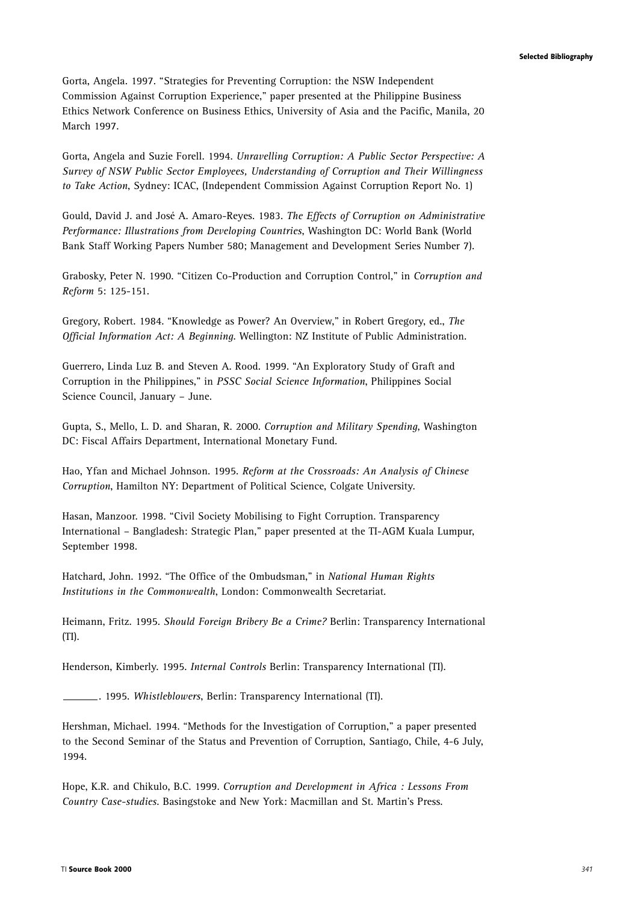Gorta, Angela. 1997. "Strategies for Preventing Corruption: the NSW Independent Commission Against Corruption Experience," paper presented at the Philippine Business Ethics Network Conference on Business Ethics, University of Asia and the Pacific, Manila, 20 March 1997.

Gorta, Angela and Suzie Forell. 1994. *Unravelling Corruption: A Public Sector Perspective: A Survey of NSW Public Sector Employees, Understanding of Corruption and Their Willingness to Take Action*, Sydney: ICAC, (Independent Commission Against Corruption Report No. 1)

Gould, David J. and José A. Amaro-Reyes. 1983. *The Effects of Corruption on Administrative Performance: Illustrations from Developing Countries*, Washington DC: World Bank (World Bank Staff Working Papers Number 580; Management and Development Series Number 7).

Grabosky, Peter N. 1990. "Citizen Co-Production and Corruption Control," in *Corruption and Reform* 5: 125-151.

Gregory, Robert. 1984. "Knowledge as Power? An Overview," in Robert Gregory, ed., *The Official Information Act: A Beginning*. Wellington: NZ Institute of Public Administration.

Guerrero, Linda Luz B. and Steven A. Rood. 1999. "An Exploratory Study of Graft and Corruption in the Philippines," in *PSSC Social Science Information*, Philippines Social Science Council, January – June.

Gupta, S., Mello, L. D. and Sharan, R. 2000. *Corruption and Military Spending*, Washington DC: Fiscal Affairs Department, International Monetary Fund.

Hao, Yfan and Michael Johnson. 1995. *Reform at the Crossroads: An Analysis of Chinese Corruption*, Hamilton NY: Department of Political Science, Colgate University.

Hasan, Manzoor. 1998. "Civil Society Mobilising to Fight Corruption. Transparency International – Bangladesh: Strategic Plan," paper presented at the TI-AGM Kuala Lumpur, September 1998.

Hatchard, John. 1992. "The Office of the Ombudsman," in *National Human Rights Institutions in the Commonwealth*, London: Commonwealth Secretariat.

Heimann, Fritz. 1995. *Should Foreign Bribery Be a Crime?* Berlin: Transparency International (TI).

Henderson, Kimberly. 1995. *Internal Controls* Berlin: Transparency International (TI).

_______. 1995. *Whistleblowers*, Berlin: Transparency International (TI).

Hershman, Michael. 1994. "Methods for the Investigation of Corruption," a paper presented to the Second Seminar of the Status and Prevention of Corruption, Santiago, Chile, 4-6 July, 1994.

Hope, K.R. and Chikulo, B.C. 1999. *Corruption and Development in Africa : Lessons From Country Case-studies*. Basingstoke and New York: Macmillan and St. Martin's Press.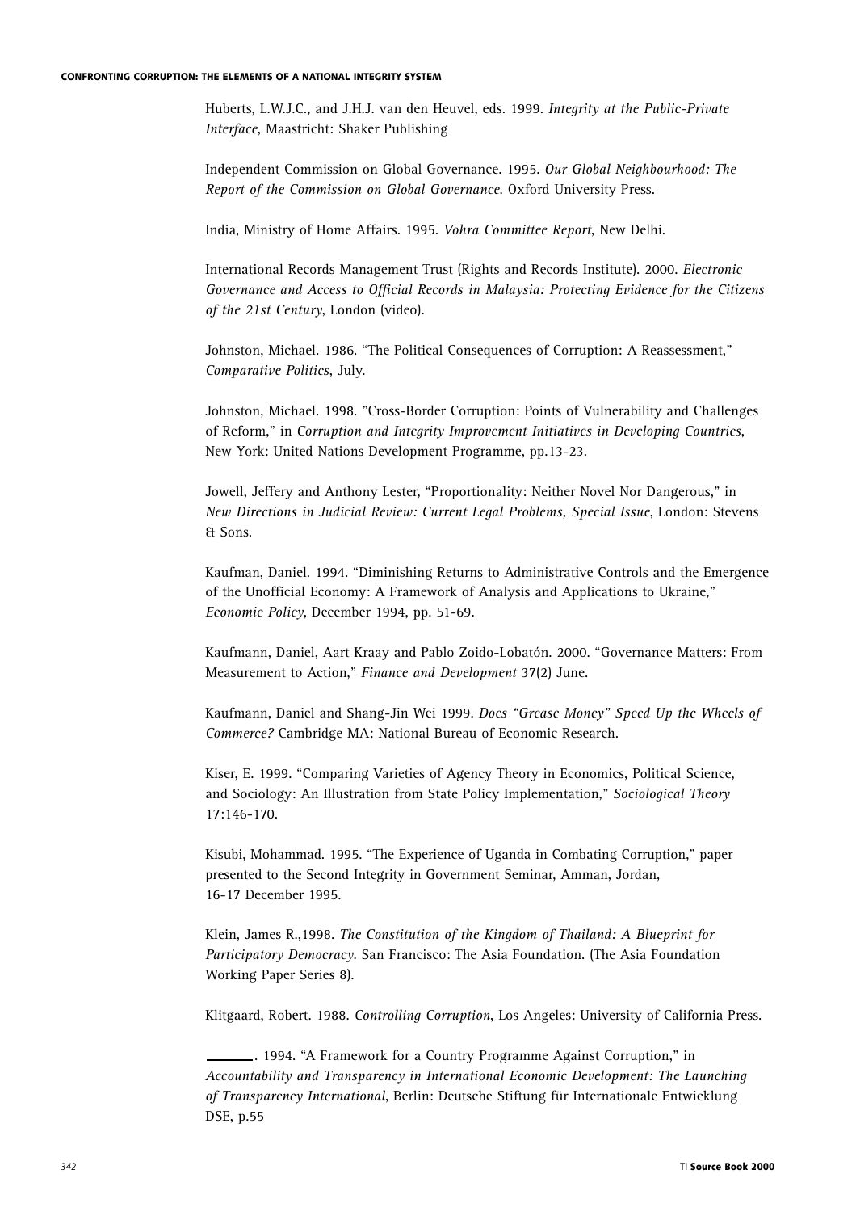Huberts, L.W.J.C., and J.H.J. van den Heuvel, eds. 1999. *Integrity at the Public-Private Interface*, Maastricht: Shaker Publishing

Independent Commission on Global Governance. 1995. *Our Global Neighbourhood: The Report of the Commission on Global Governance*. Oxford University Press.

India, Ministry of Home Affairs. 1995. *Vohra Committee Report*, New Delhi.

International Records Management Trust (Rights and Records Institute). 2000. *Electronic Governance and Access to Official Records in Malaysia: Protecting Evidence for the Citizens of the 21st Century*, London (video).

Johnston, Michael. 1986. "The Political Consequences of Corruption: A Reassessment," *Comparative Politics*, July.

Johnston, Michael. 1998. "Cross-Border Corruption: Points of Vulnerability and Challenges of Reform," in *Corruption and Integrity Improvement Initiatives in Developing Countries*, New York: United Nations Development Programme, pp.13-23.

Jowell, Jeffery and Anthony Lester, "Proportionality: Neither Novel Nor Dangerous," in *New Directions in Judicial Review: Current Legal Problems, Special Issue*, London: Stevens & Sons.

Kaufman, Daniel. 1994. "Diminishing Returns to Administrative Controls and the Emergence of the Unofficial Economy: A Framework of Analysis and Applications to Ukraine," *Economic Policy*, December 1994, pp. 51-69.

Kaufmann, Daniel, Aart Kraay and Pablo Zoido-Lobatón. 2000. "Governance Matters: From Measurement to Action," *Finance and Development* 37(2) June.

Kaufmann, Daniel and Shang-Jin Wei 1999. *Does "Grease Money" Speed Up the Wheels of Commerce?* Cambridge MA: National Bureau of Economic Research.

Kiser, E. 1999. "Comparing Varieties of Agency Theory in Economics, Political Science, and Sociology: An Illustration from State Policy Implementation," *Sociological Theory* 17:146-170.

Kisubi, Mohammad. 1995. "The Experience of Uganda in Combating Corruption," paper presented to the Second Integrity in Government Seminar, Amman, Jordan, 16-17 December 1995.

Klein, James R.,1998. *The Constitution of the Kingdom of Thailand: A Blueprint for Participatory Democracy*. San Francisco: The Asia Foundation. (The Asia Foundation Working Paper Series 8).

Klitgaard, Robert. 1988. *Controlling Corruption*, Los Angeles: University of California Press.

\_\_\_\_\_\_\_. 1994. "A Framework for a Country Programme Against Corruption," in *Accountability and Transparency in International Economic Development: The Launching of Transparency International*, Berlin: Deutsche Stiftung für Internationale Entwicklung DSE, p.55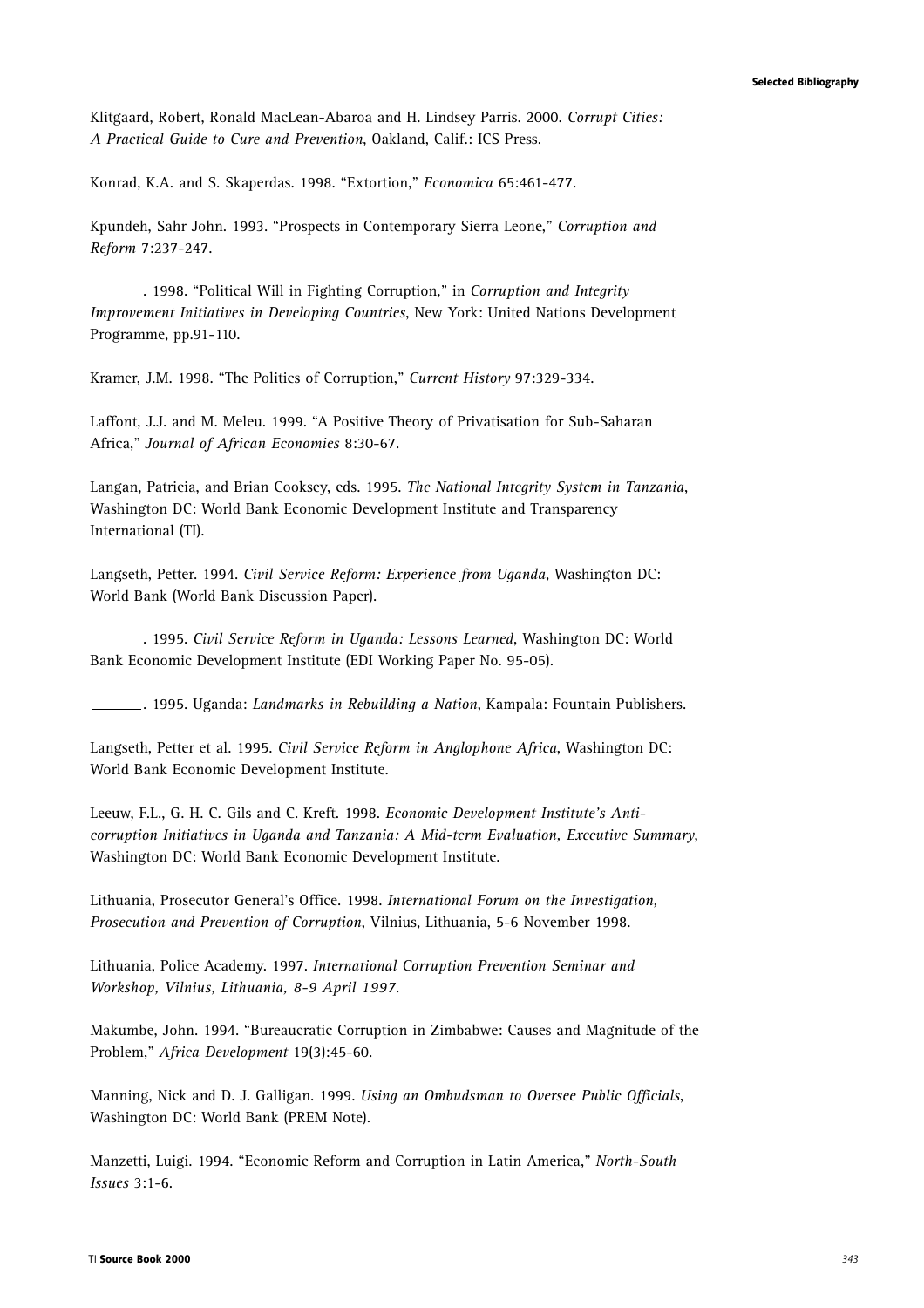Klitgaard, Robert, Ronald MacLean-Abaroa and H. Lindsey Parris. 2000. *Corrupt Cities: A Practical Guide to Cure and Prevention*, Oakland, Calif.: ICS Press.

Konrad, K.A. and S. Skaperdas. 1998. "Extortion," *Economica* 65:461-477.

Kpundeh, Sahr John. 1993. "Prospects in Contemporary Sierra Leone," *Corruption and Reform* 7:237-247.

\_\_\_\_\_\_\_. 1998. "Political Will in Fighting Corruption," in *Corruption and Integrity Improvement Initiatives in Developing Countries*, New York: United Nations Development Programme, pp.91-110.

Kramer, J.M. 1998. "The Politics of Corruption," *Current History* 97:329-334.

Laffont, J.J. and M. Meleu. 1999. "A Positive Theory of Privatisation for Sub-Saharan Africa," *Journal of African Economies* 8:30-67.

Langan, Patricia, and Brian Cooksey, eds. 1995. *The National Integrity System in Tanzania*, Washington DC: World Bank Economic Development Institute and Transparency International (TI).

Langseth, Petter. 1994. *Civil Service Reform: Experience from Uganda*, Washington DC: World Bank (World Bank Discussion Paper).

\_\_\_\_\_\_\_. 1995. *Civil Service Reform in Uganda: Lessons Learned*, Washington DC: World Bank Economic Development Institute (EDI Working Paper No. 95-05).

\_\_\_\_\_\_\_. 1995. Uganda: *Landmarks in Rebuilding a Nation*, Kampala: Fountain Publishers.

Langseth, Petter et al. 1995. *Civil Service Reform in Anglophone Africa*, Washington DC: World Bank Economic Development Institute.

Leeuw, F.L., G. H. C. Gils and C. Kreft. 1998. *Economic Development Institute's Anti-corruption Initiatives in Uganda and Tanzania: A Mid-term Evaluation, Executive Summary*, Washington DC: World Bank Economic Development Institute.

Lithuania, Prosecutor General's Office. 1998. *International Forum on the Investigation, Prosecution and Prevention of Corruption*, Vilnius, Lithuania, 5-6 November 1998.

Lithuania, Police Academy. 1997. *International Corruption Prevention Seminar and Workshop, Vilnius, Lithuania, 8-9 April 1997*.

Makumbe, John. 1994. "Bureaucratic Corruption in Zimbabwe: Causes and Magnitude of the Problem," *Africa Development* 19(3):45-60.

Manning, Nick and D. J. Galligan. 1999. *Using an Ombudsman to Oversee Public Officials*, Washington DC: World Bank (PREM Note).

Manzetti, Luigi. 1994. "Economic Reform and Corruption in Latin America," *North-South Issues* 3:1-6.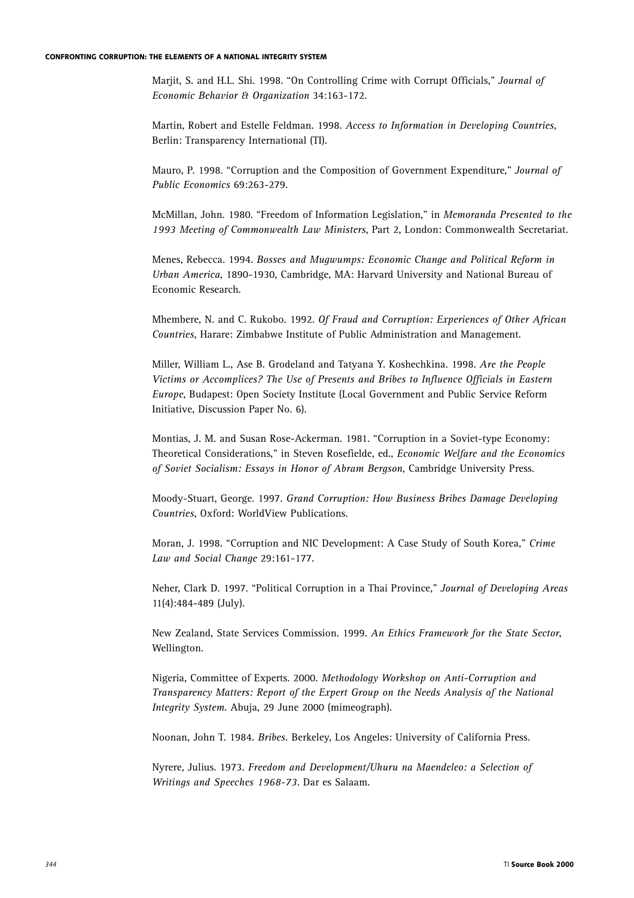Marjit, S. and H.L. Shi. 1998. "On Controlling Crime with Corrupt Officials," *Journal of Economic Behavior & Organization* 34:163-172.

Martin, Robert and Estelle Feldman. 1998. *Access to Information in Developing Countries*, Berlin: Transparency International (TI).

Mauro, P. 1998. "Corruption and the Composition of Government Expenditure," *Journal of Public Economics* 69:263-279.

McMillan, John. 1980. "Freedom of Information Legislation," in *Memoranda Presented to the 1993 Meeting of Commonwealth Law Ministers*, Part 2, London: Commonwealth Secretariat.

Menes, Rebecca. 1994. *Bosses and Mugwumps: Economic Change and Political Reform in Urban America*, 1890-1930, Cambridge, MA: Harvard University and National Bureau of Economic Research.

Mhembere, N. and C. Rukobo. 1992. *Of Fraud and Corruption: Experiences of Other African Countries*, Harare: Zimbabwe Institute of Public Administration and Management.

Miller, William L., Ase B. Grodeland and Tatyana Y. Koshechkina. 1998. *Are the People Victims or Accomplices? The Use of Presents and Bribes to Influence Officials in Eastern Europe*, Budapest: Open Society Institute (Local Government and Public Service Reform Initiative, Discussion Paper No. 6).

Montias, J. M. and Susan Rose-Ackerman. 1981. "Corruption in a Soviet-type Economy: Theoretical Considerations," in Steven Rosefielde, ed., *Economic Welfare and the Economics of Soviet Socialism: Essays in Honor of Abram Bergson*, Cambridge University Press.

Moody-Stuart, George. 1997. *Grand Corruption: How Business Bribes Damage Developing Countries*, Oxford: WorldView Publications.

Moran, J. 1998. "Corruption and NIC Development: A Case Study of South Korea," *Crime Law and Social Change* 29:161-177.

Neher, Clark D. 1997. "Political Corruption in a Thai Province," *Journal of Developing Areas* 11(4):484-489 (July).

New Zealand, State Services Commission. 1999. *An Ethics Framework for the State Sector*, Wellington.

Nigeria, Committee of Experts. 2000. *Methodology Workshop on Anti-Corruption and Transparency Matters: Report of the Expert Group on the Needs Analysis of the National Integrity System*. Abuja, 29 June 2000 (mimeograph).

Noonan, John T. 1984. *Bribes*. Berkeley, Los Angeles: University of California Press.

Nyrere, Julius. 1973. *Freedom and Development/Uhuru na Maendeleo: a Selection of Writings and Speeches 1968-73*. Dar es Salaam.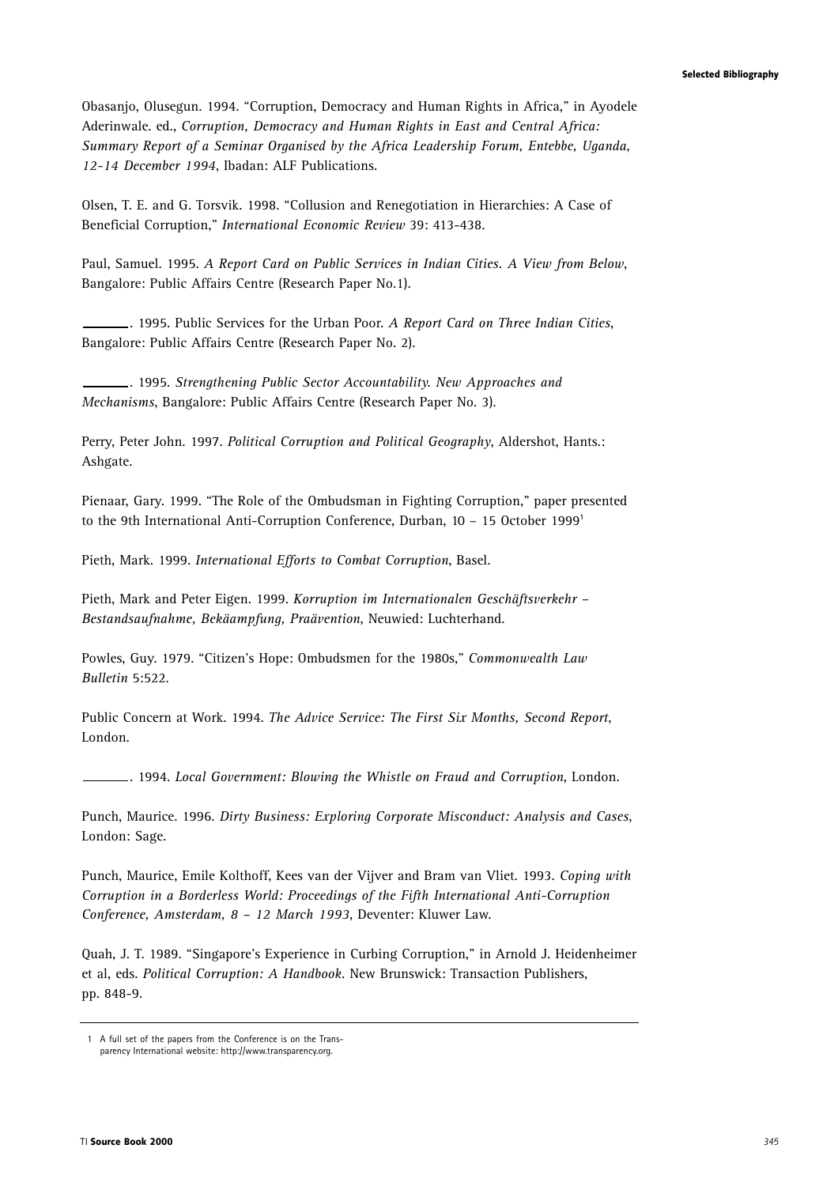Obasanjo, Olusegun. 1994. "Corruption, Democracy and Human Rights in Africa," in Ayodele Aderinwale. ed., *Corruption, Democracy and Human Rights in East and Central Africa: Summary Report of a Seminar Organised by the Africa Leadership Forum, Entebbe, Uganda, 12-14 December 1994*, Ibadan: ALF Publications.

Olsen, T. E. and G. Torsvik. 1998. "Collusion and Renegotiation in Hierarchies: A Case of Beneficial Corruption," *International Economic Review* 39: 413-438.

Paul, Samuel. 1995. *A Report Card on Public Services in Indian Cities. A View from Below*, Bangalore: Public Affairs Centre (Research Paper No.1).

\_\_\_\_\_\_\_. 1995. Public Services for the Urban Poor. *A Report Card on Three Indian Cities*, Bangalore: Public Affairs Centre (Research Paper No. 2).

\_\_\_\_\_\_\_. 1995. *Strengthening Public Sector Accountability. New Approaches and Mechanisms*, Bangalore: Public Affairs Centre (Research Paper No. 3).

Perry, Peter John. 1997. *Political Corruption and Political Geography*, Aldershot, Hants.: Ashgate.

Pienaar, Gary. 1999. "The Role of the Ombudsman in Fighting Corruption," paper presented to the 9th International Anti-Corruption Conference, Durban, 10 – 15 October 1999[1]

Pieth, Mark. 1999. *International Efforts to Combat Corruption*, Basel.

Pieth, Mark and Peter Eigen. 1999. *Korruption im Internationalen Geschäftsverkehr – Bestandsaufnahme, Bekäampfung, Praävention*, Neuwied: Luchterhand.

Powles, Guy. 1979. "Citizen's Hope: Ombudsmen for the 1980s," *Commonwealth Law Bulletin* 5:522.

Public Concern at Work. 1994. *The Advice Service: The First Six Months, Second Report*, London.

\_\_\_\_\_\_\_. 1994. *Local Government: Blowing the Whistle on Fraud and Corruption*, London.

Punch, Maurice. 1996. *Dirty Business: Exploring Corporate Misconduct: Analysis and Cases*, London: Sage.

Punch, Maurice, Emile Kolthoff, Kees van der Vijver and Bram van Vliet. 1993. *Coping with Corruption in a Borderless World: Proceedings of the Fifth International Anti-Corruption Conference, Amsterdam, 8 – 12 March 1993*, Deventer: Kluwer Law.

Quah, J. T. 1989. "Singapore's Experience in Curbing Corruption," in Arnold J. Heidenheimer et al, eds. *Political Corruption: A Handbook*. New Brunswick: Transaction Publishers, pp. 848-9.

---

1 A full set of the papers from the Conference is on the Transparency International website: http://www.transparency.org.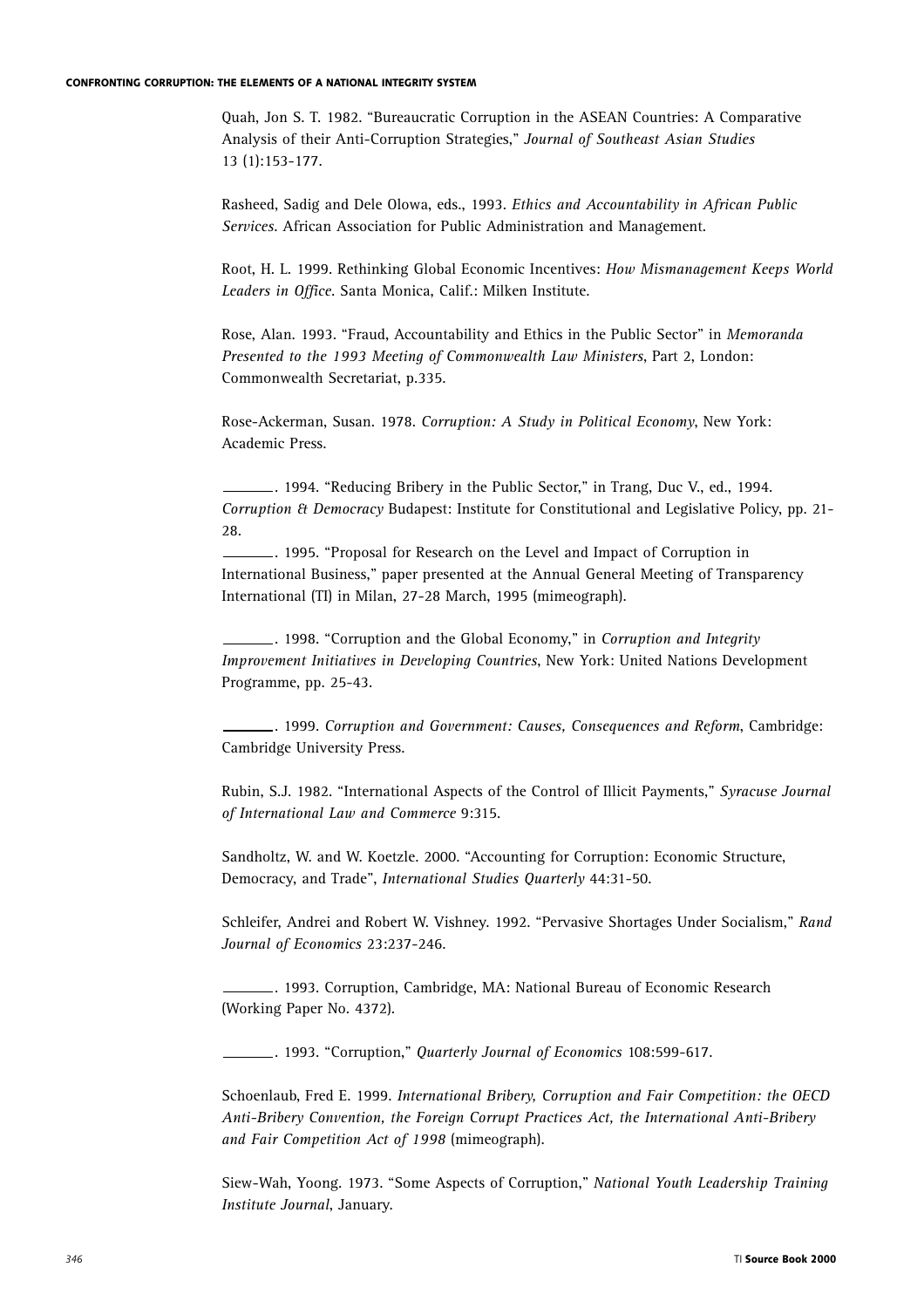Quah, Jon S. T. 1982. “Bureaucratic Corruption in the ASEAN Countries: A Comparative Analysis of their Anti-Corruption Strategies,” *Journal of Southeast Asian Studies* 13 (1):153-177.

Rasheed, Sadig and Dele Olowa, eds., 1993. *Ethics and Accountability in African Public Services*. African Association for Public Administration and Management.

Root, H. L. 1999. Rethinking Global Economic Incentives: *How Mismanagement Keeps World Leaders in Office*. Santa Monica, Calif.: Milken Institute.

Rose, Alan. 1993. “Fraud, Accountability and Ethics in the Public Sector” in *Memoranda Presented to the 1993 Meeting of Commonwealth Law Ministers*, Part 2, London: Commonwealth Secretariat, p.335.

Rose-Ackerman, Susan. 1978. *Corruption: A Study in Political Economy*, New York: Academic Press.

\_\_\_\_\_\_\_. 1994. “Reducing Bribery in the Public Sector,” in Trang, Duc V., ed., 1994. *Corruption & Democracy* Budapest: Institute for Constitutional and Legislative Policy, pp. 21-28.

\_\_\_\_\_\_\_. 1995. “Proposal for Research on the Level and Impact of Corruption in International Business,” paper presented at the Annual General Meeting of Transparency International (TI) in Milan, 27-28 March, 1995 (mimeograph).

\_\_\_\_\_\_\_. 1998. “Corruption and the Global Economy,” in *Corruption and Integrity Improvement Initiatives in Developing Countries*, New York: United Nations Development Programme, pp. 25-43.

\_\_\_\_\_\_\_. 1999. *Corruption and Government: Causes, Consequences and Reform*, Cambridge: Cambridge University Press.

Rubin, S.J. 1982. “International Aspects of the Control of Illicit Payments,” *Syracuse Journal of International Law and Commerce* 9:315.

Sandholtz, W. and W. Koetzle. 2000. “Accounting for Corruption: Economic Structure, Democracy, and Trade”, *International Studies Quarterly* 44:31-50.

Schleifer, Andrei and Robert W. Vishney. 1992. “Pervasive Shortages Under Socialism,” *Rand Journal of Economics* 23:237-246.

\_\_\_\_\_\_\_. 1993. Corruption, Cambridge, MA: National Bureau of Economic Research (Working Paper No. 4372).

\_\_\_\_\_\_\_. 1993. “Corruption,” *Quarterly Journal of Economics* 108:599-617.

Schoenlaub, Fred E. 1999. *International Bribery, Corruption and Fair Competition: the OECD Anti-Bribery Convention, the Foreign Corrupt Practices Act, the International Anti-Bribery and Fair Competition Act of 1998* (mimeograph).

Siew-Wah, Yoong. 1973. “Some Aspects of Corruption,” *National Youth Leadership Training Institute Journal*, January.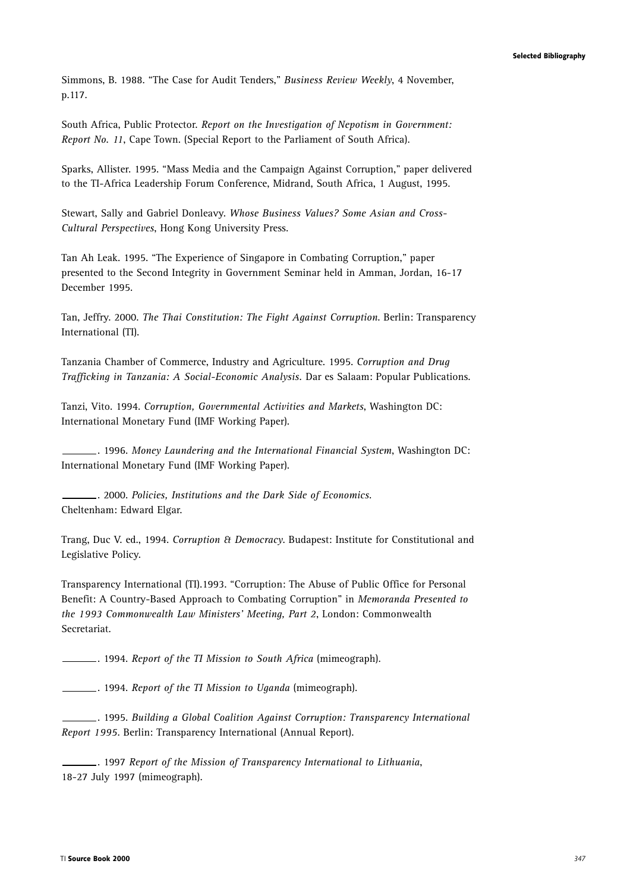Simmons, B. 1988. "The Case for Audit Tenders," *Business Review Weekly*, 4 November, p.117.

South Africa, Public Protector. *Report on the Investigation of Nepotism in Government: Report No. 11*, Cape Town. (Special Report to the Parliament of South Africa).

Sparks, Allister. 1995. "Mass Media and the Campaign Against Corruption," paper delivered to the TI-Africa Leadership Forum Conference, Midrand, South Africa, 1 August, 1995.

Stewart, Sally and Gabriel Donleavy. *Whose Business Values? Some Asian and Cross-Cultural Perspectives*, Hong Kong University Press.

Tan Ah Leak. 1995. "The Experience of Singapore in Combating Corruption," paper presented to the Second Integrity in Government Seminar held in Amman, Jordan, 16-17 December 1995.

Tan, Jeffry. 2000. *The Thai Constitution: The Fight Against Corruption*. Berlin: Transparency International (TI).

Tanzania Chamber of Commerce, Industry and Agriculture. 1995. *Corruption and Drug Trafficking in Tanzania: A Social-Economic Analysis*. Dar es Salaam: Popular Publications.

Tanzi, Vito. 1994. *Corruption, Governmental Activities and Markets*, Washington DC: International Monetary Fund (IMF Working Paper).

_______. 1996. *Money Laundering and the International Financial System*, Washington DC: International Monetary Fund (IMF Working Paper).

_______. 2000. *Policies, Institutions and the Dark Side of Economics*. Cheltenham: Edward Elgar.

Trang, Duc V. ed., 1994. *Corruption & Democracy*. Budapest: Institute for Constitutional and Legislative Policy.

Transparency International (TI).1993. "Corruption: The Abuse of Public Office for Personal Benefit: A Country-Based Approach to Combating Corruption" in *Memoranda Presented to the 1993 Commonwealth Law Ministers' Meeting, Part 2*, London: Commonwealth Secretariat.

_______. 1994. *Report of the TI Mission to South Africa* (mimeograph).

_______. 1994. *Report of the TI Mission to Uganda* (mimeograph).

_______. 1995. *Building a Global Coalition Against Corruption: Transparency International Report 1995*. Berlin: Transparency International (Annual Report).

_______. 1997 *Report of the Mission of Transparency International to Lithuania*, 18-27 July 1997 (mimeograph).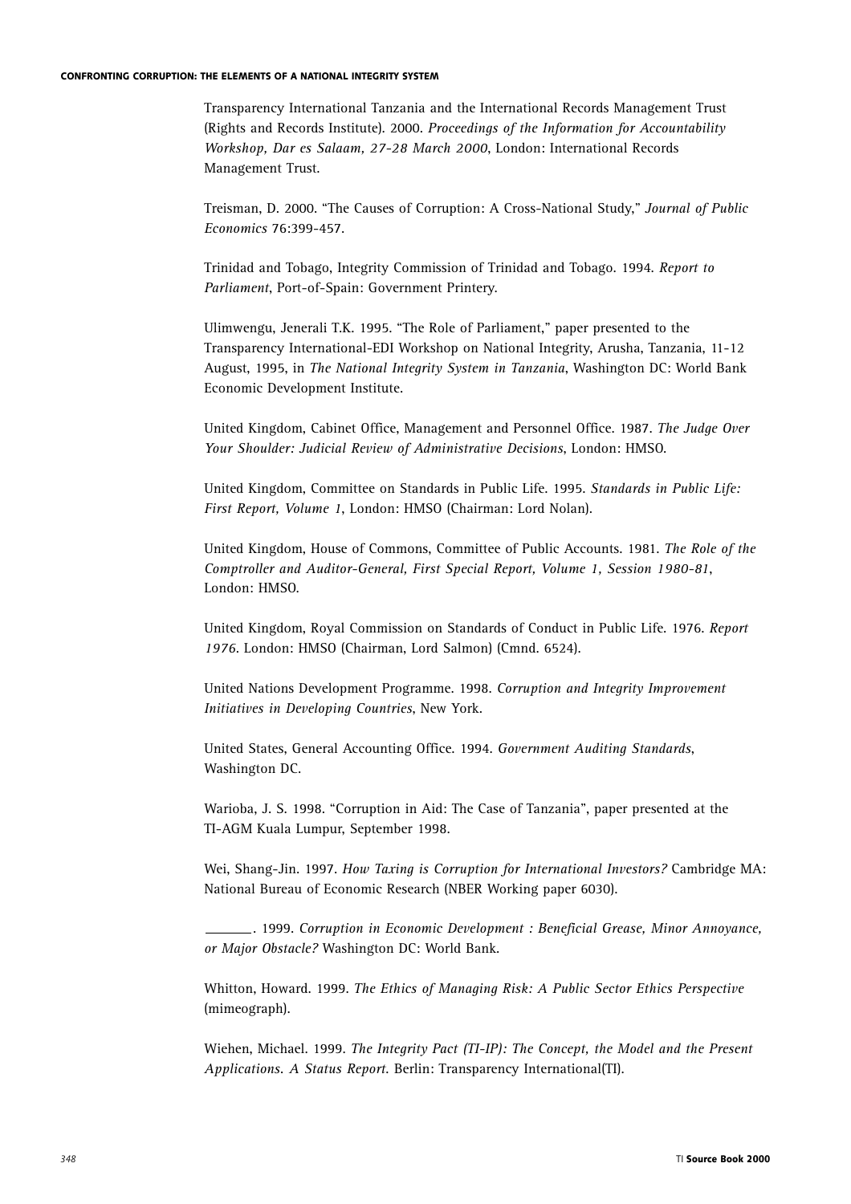Transparency International Tanzania and the International Records Management Trust (Rights and Records Institute). 2000. *Proceedings of the Information for Accountability Workshop, Dar es Salaam, 27-28 March 2000*, London: International Records Management Trust.

Treisman, D. 2000. "The Causes of Corruption: A Cross-National Study," *Journal of Public Economics* 76:399-457.

Trinidad and Tobago, Integrity Commission of Trinidad and Tobago. 1994. *Report to Parliament*, Port-of-Spain: Government Printery.

Ulimwengu, Jenerali T.K. 1995. "The Role of Parliament," paper presented to the Transparency International-EDI Workshop on National Integrity, Arusha, Tanzania, 11-12 August, 1995, in *The National Integrity System in Tanzania*, Washington DC: World Bank Economic Development Institute.

United Kingdom, Cabinet Office, Management and Personnel Office. 1987. *The Judge Over Your Shoulder: Judicial Review of Administrative Decisions*, London: HMSO.

United Kingdom, Committee on Standards in Public Life. 1995. *Standards in Public Life: First Report, Volume 1*, London: HMSO (Chairman: Lord Nolan).

United Kingdom, House of Commons, Committee of Public Accounts. 1981. *The Role of the Comptroller and Auditor-General, First Special Report, Volume 1, Session 1980-81*, London: HMSO.

United Kingdom, Royal Commission on Standards of Conduct in Public Life. 1976. *Report 1976*. London: HMSO (Chairman, Lord Salmon) (Cmnd. 6524).

United Nations Development Programme. 1998. *Corruption and Integrity Improvement Initiatives in Developing Countries*, New York.

United States, General Accounting Office. 1994. *Government Auditing Standards*, Washington DC.

Warioba, J. S. 1998. "Corruption in Aid: The Case of Tanzania", paper presented at the TI-AGM Kuala Lumpur, September 1998.

Wei, Shang-Jin. 1997. *How Taxing is Corruption for International Investors?* Cambridge MA: National Bureau of Economic Research (NBER Working paper 6030).

\_\_\_\_\_\_\_. 1999. *Corruption in Economic Development : Beneficial Grease, Minor Annoyance, or Major Obstacle?* Washington DC: World Bank.

Whitton, Howard. 1999. *The Ethics of Managing Risk: A Public Sector Ethics Perspective* (mimeograph).

Wiehen, Michael. 1999. *The Integrity Pact (TI-IP): The Concept, the Model and the Present Applications. A Status Report*. Berlin: Transparency International(TI).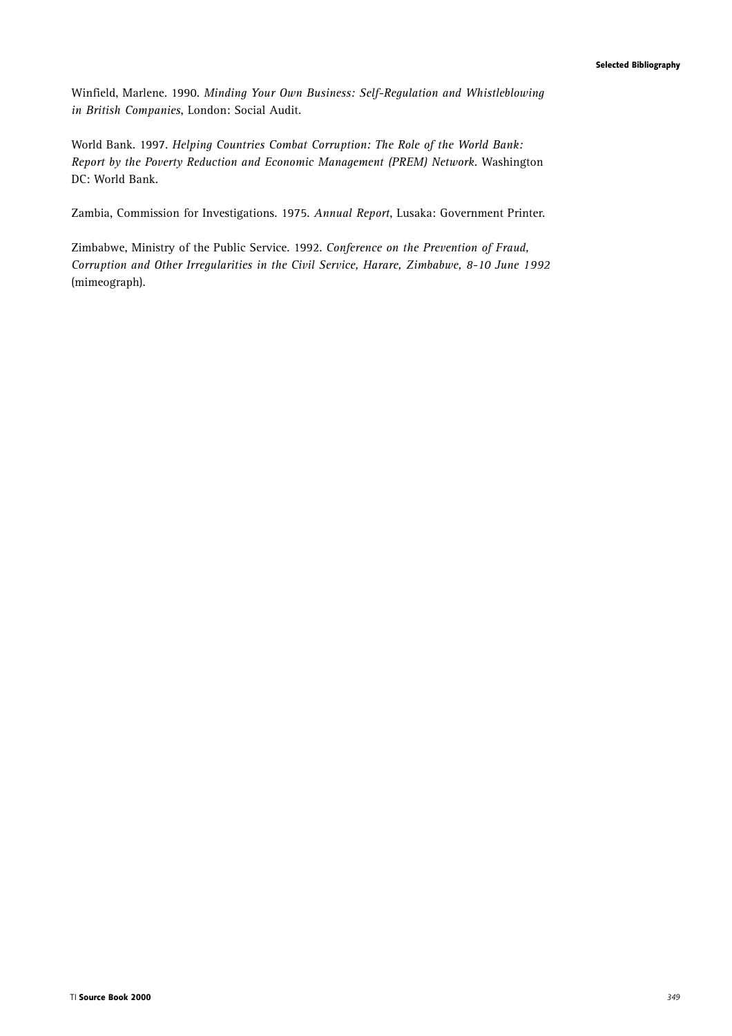Winfield, Marlene. 1990. *Minding Your Own Business: Self-Regulation and Whistleblowing in British Companies*, London: Social Audit.

World Bank. 1997. *Helping Countries Combat Corruption: The Role of the World Bank: Report by the Poverty Reduction and Economic Management (PREM) Network*. Washington DC: World Bank.

Zambia, Commission for Investigations. 1975. *Annual Report*, Lusaka: Government Printer.

Zimbabwe, Ministry of the Public Service. 1992. *Conference on the Prevention of Fraud, Corruption and Other Irregularities in the Civil Service, Harare, Zimbabwe, 8-10 June 1992* (mimeograph).